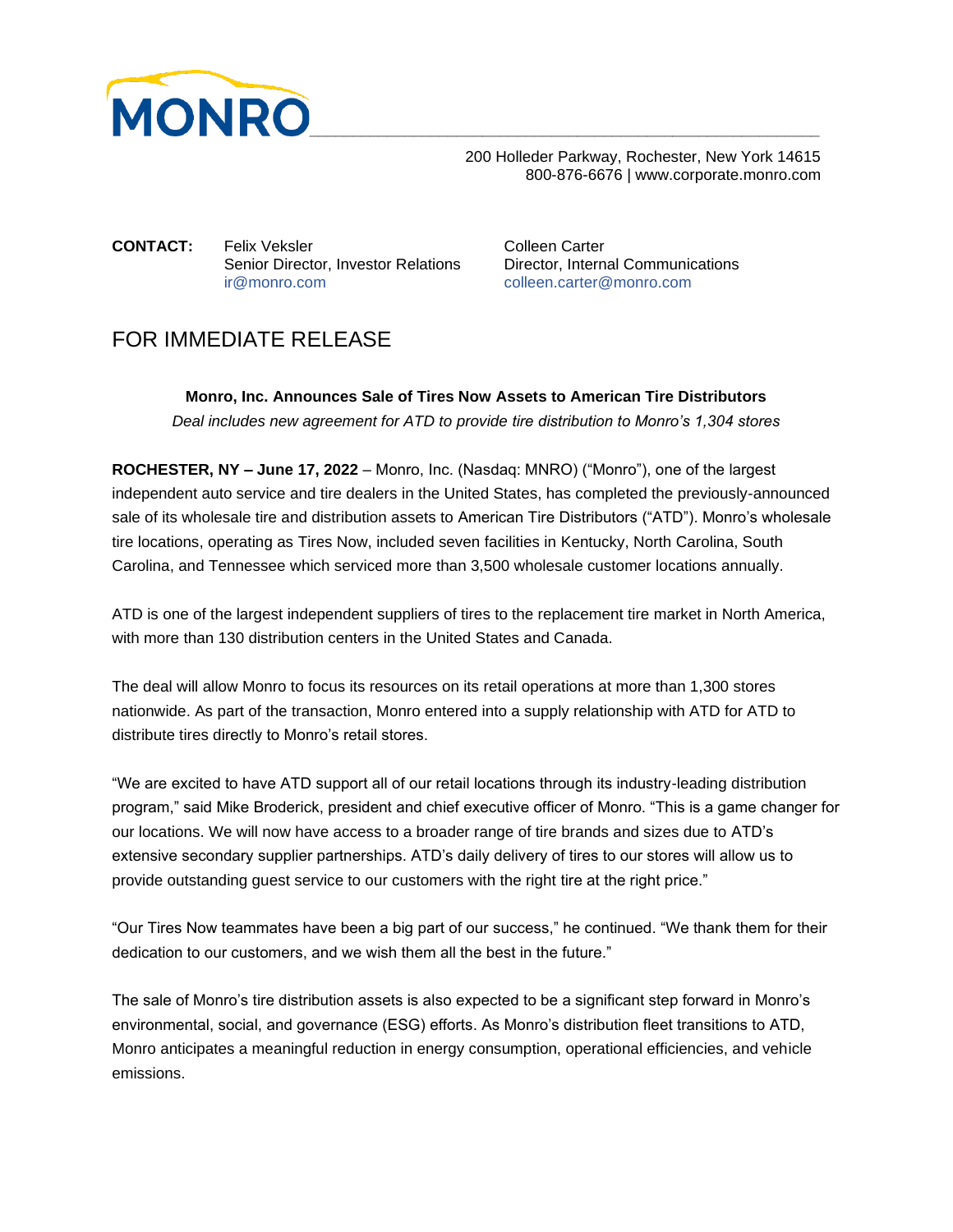MONRO

200 Holleder Parkway, Rochester, New York 14615
800-876-6676 | www.corporate.monro.com

**CONTACT:** Felix Veksler
Senior Director, Investor Relations
ir@monro.com

Colleen Carter
Director, Internal Communications
colleen.carter@monro.com

# FOR IMMEDIATE RELEASE

**Monro, Inc. Announces Sale of Tires Now Assets to American Tire Distributors**

*Deal includes new agreement for ATD to provide tire distribution to Monro's 1,304 stores*

**ROCHESTER, NY – June 17, 2022** – Monro, Inc. (Nasdaq: MNRO) ("Monro"), one of the largest independent auto service and tire dealers in the United States, has completed the previously-announced sale of its wholesale tire and distribution assets to American Tire Distributors ("ATD"). Monro's wholesale tire locations, operating as Tires Now, included seven facilities in Kentucky, North Carolina, South Carolina, and Tennessee which serviced more than 3,500 wholesale customer locations annually.

ATD is one of the largest independent suppliers of tires to the replacement tire market in North America, with more than 130 distribution centers in the United States and Canada.

The deal will allow Monro to focus its resources on its retail operations at more than 1,300 stores nationwide. As part of the transaction, Monro entered into a supply relationship with ATD for ATD to distribute tires directly to Monro's retail stores.

"We are excited to have ATD support all of our retail locations through its industry-leading distribution program," said Mike Broderick, president and chief executive officer of Monro. "This is a game changer for our locations. We will now have access to a broader range of tire brands and sizes due to ATD's extensive secondary supplier partnerships. ATD's daily delivery of tires to our stores will allow us to provide outstanding guest service to our customers with the right tire at the right price."

"Our Tires Now teammates have been a big part of our success," he continued. "We thank them for their dedication to our customers, and we wish them all the best in the future."

The sale of Monro's tire distribution assets is also expected to be a significant step forward in Monro's environmental, social, and governance (ESG) efforts. As Monro's distribution fleet transitions to ATD, Monro anticipates a meaningful reduction in energy consumption, operational efficiencies, and vehicle emissions.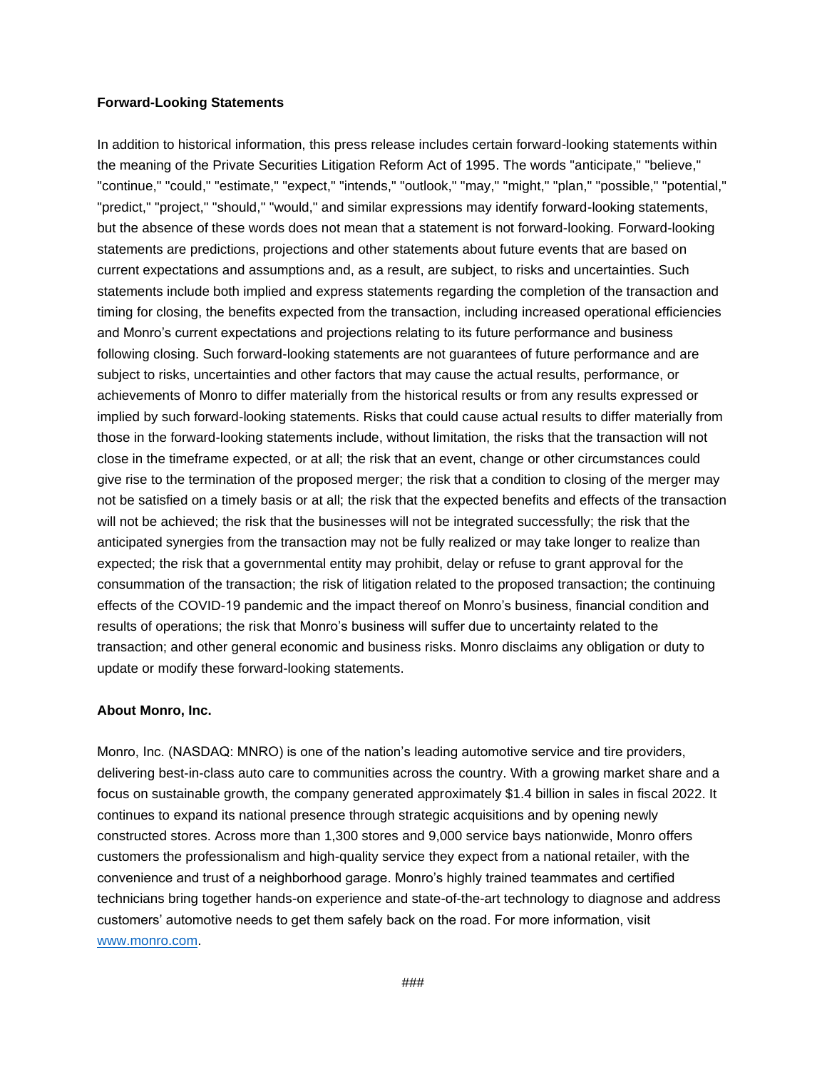**Forward-Looking Statements**

In addition to historical information, this press release includes certain forward-looking statements within the meaning of the Private Securities Litigation Reform Act of 1995. The words "anticipate," "believe," "continue," "could," "estimate," "expect," "intends," "outlook," "may," "might," "plan," "possible," "potential," "predict," "project," "should," "would," and similar expressions may identify forward-looking statements, but the absence of these words does not mean that a statement is not forward-looking. Forward-looking statements are predictions, projections and other statements about future events that are based on current expectations and assumptions and, as a result, are subject, to risks and uncertainties. Such statements include both implied and express statements regarding the completion of the transaction and timing for closing, the benefits expected from the transaction, including increased operational efficiencies and Monro's current expectations and projections relating to its future performance and business following closing. Such forward-looking statements are not guarantees of future performance and are subject to risks, uncertainties and other factors that may cause the actual results, performance, or achievements of Monro to differ materially from the historical results or from any results expressed or implied by such forward-looking statements. Risks that could cause actual results to differ materially from those in the forward-looking statements include, without limitation, the risks that the transaction will not close in the timeframe expected, or at all; the risk that an event, change or other circumstances could give rise to the termination of the proposed merger; the risk that a condition to closing of the merger may not be satisfied on a timely basis or at all; the risk that the expected benefits and effects of the transaction will not be achieved; the risk that the businesses will not be integrated successfully; the risk that the anticipated synergies from the transaction may not be fully realized or may take longer to realize than expected; the risk that a governmental entity may prohibit, delay or refuse to grant approval for the consummation of the transaction; the risk of litigation related to the proposed transaction; the continuing effects of the COVID-19 pandemic and the impact thereof on Monro's business, financial condition and results of operations; the risk that Monro's business will suffer due to uncertainty related to the transaction; and other general economic and business risks. Monro disclaims any obligation or duty to update or modify these forward-looking statements.

**About Monro, Inc.**

Monro, Inc. (NASDAQ: MNRO) is one of the nation's leading automotive service and tire providers, delivering best-in-class auto care to communities across the country. With a growing market share and a focus on sustainable growth, the company generated approximately $1.4 billion in sales in fiscal 2022. It continues to expand its national presence through strategic acquisitions and by opening newly constructed stores. Across more than 1,300 stores and 9,000 service bays nationwide, Monro offers customers the professionalism and high-quality service they expect from a national retailer, with the convenience and trust of a neighborhood garage. Monro's highly trained teammates and certified technicians bring together hands-on experience and state-of-the-art technology to diagnose and address customers' automotive needs to get them safely back on the road. For more information, visit [www.monro.com](http://www.monro.com).

###